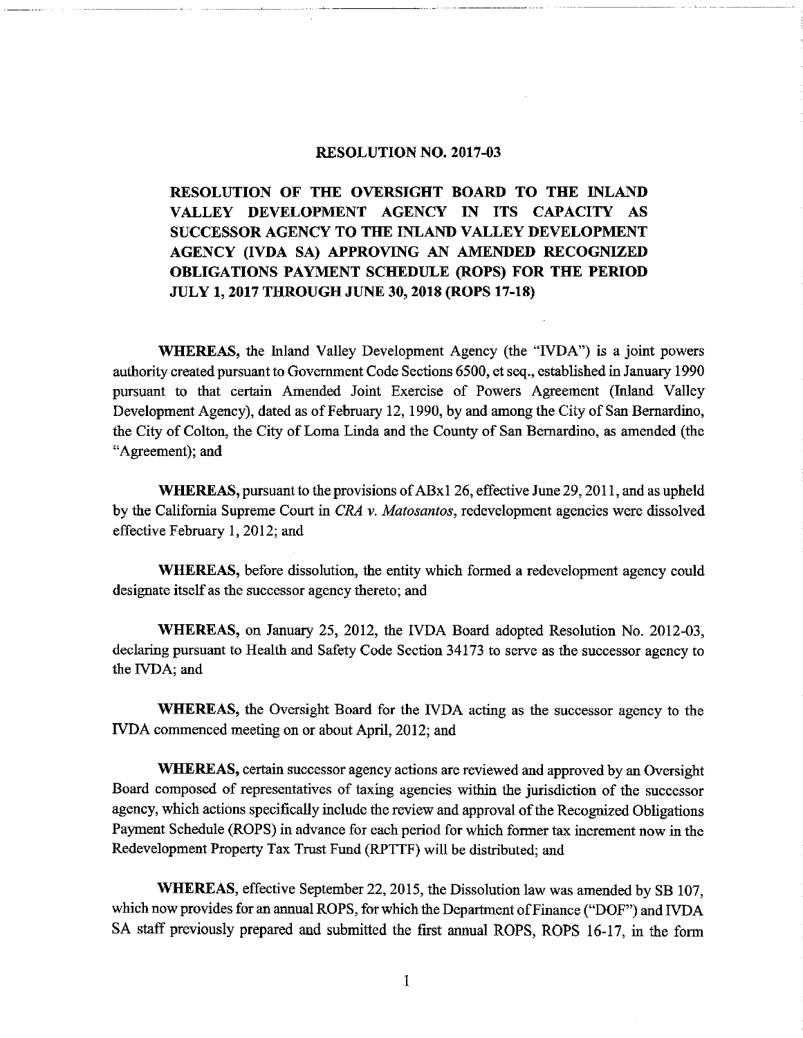# RESOLUTION NO. 2017-03

## RESOLUTION OF THE OVERSIGHT BOARD TO THE INLAND VALLEY DEVELOPMENT AGENCY IN ITS CAPACITY AS SUCCESSOR AGENCY TO THE INLAND VALLEY DEVELOPMENT AGENCY (IVDA SA) APPROVING AN AMENDED RECOGNIZED OBLIGATIONS PAYMENT SCHEDULE (ROPS) FOR THE PERIOD JULY 1, 2017 THROUGH JUNE 30, 2018 (ROPS 17-18)

**WHEREAS,** the Inland Valley Development Agency (the "IVDA") is a joint powers authority created pursuant to Government Code Sections 6500, et seq., established in January 1990 pursuant to that certain Amended Joint Exercise of Powers Agreement (Inland Valley Development Agency), dated as of February 12, 1990, by and among the City of San Bernardino, the City of Colton, the City of Loma Linda and the County of San Bernardino, as amended (the "Agreement); and

**WHEREAS,** pursuant to the provisions of ABx1 26, effective June 29, 2011, and as upheld by the California Supreme Court in *CRA v. Matosantos*, redevelopment agencies were dissolved effective February 1, 2012; and

**WHEREAS,** before dissolution, the entity which formed a redevelopment agency could designate itself as the successor agency thereto; and

**WHEREAS,** on January 25, 2012, the IVDA Board adopted Resolution No. 2012-03, declaring pursuant to Health and Safety Code Section 34173 to serve as the successor agency to the IVDA; and

**WHEREAS,** the Oversight Board for the IVDA acting as the successor agency to the IVDA commenced meeting on or about April, 2012; and

**WHEREAS,** certain successor agency actions are reviewed and approved by an Oversight Board composed of representatives of taxing agencies within the jurisdiction of the successor agency, which actions specifically include the review and approval of the Recognized Obligations Payment Schedule (ROPS) in advance for each period for which former tax increment now in the Redevelopment Property Tax Trust Fund (RPTTF) will be distributed; and

**WHEREAS,** effective September 22, 2015, the Dissolution law was amended by SB 107, which now provides for an annual ROPS, for which the Department of Finance ("DOF") and IVDA SA staff previously prepared and submitted the first annual ROPS, ROPS 16-17, in the form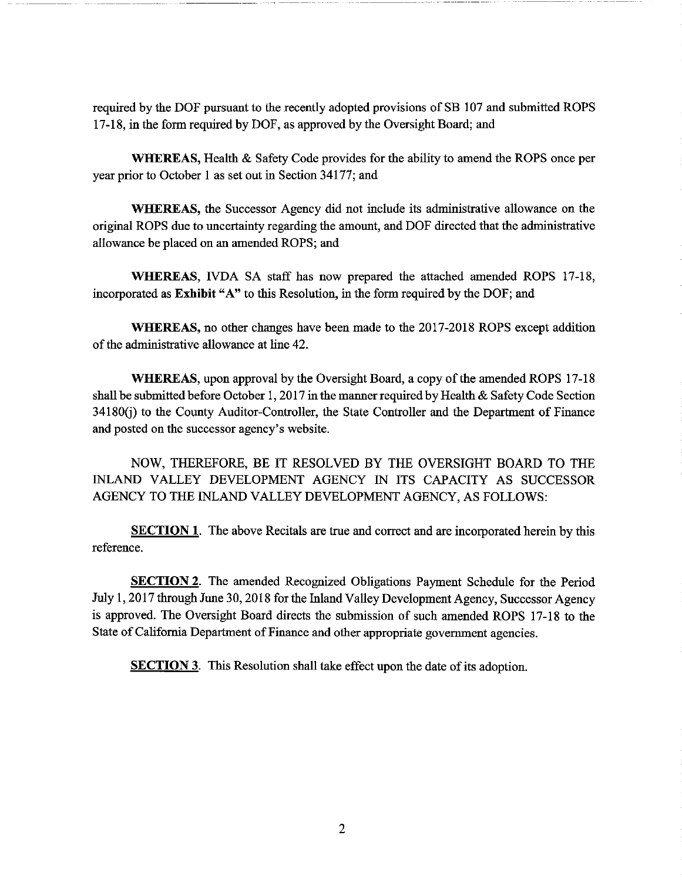required by the DOF pursuant to the recently adopted provisions of SB 107 and submitted ROPS 17-18, in the form required by DOF, as approved by the Oversight Board; and

**WHEREAS,** Health & Safety Code provides for the ability to amend the ROPS once per year prior to October 1 as set out in Section 34177; and

**WHEREAS,** the Successor Agency did not include its administrative allowance on the original ROPS due to uncertainty regarding the amount, and DOF directed that the administrative allowance be placed on an amended ROPS; and

**WHEREAS,** IVDA SA staff has now prepared the attached amended ROPS 17-18, incorporated as **Exhibit "A"** to this Resolution, in the form required by the DOF; and

**WHEREAS,** no other changes have been made to the 2017-2018 ROPS except addition of the administrative allowance at line 42.

**WHEREAS,** upon approval by the Oversight Board, a copy of the amended ROPS 17-18 shall be submitted before October 1, 2017 in the manner required by Health & Safety Code Section 34180(j) to the County Auditor-Controller, the State Controller and the Department of Finance and posted on the successor agency's website.

NOW, THEREFORE, BE IT RESOLVED BY THE OVERSIGHT BOARD TO THE INLAND VALLEY DEVELOPMENT AGENCY IN ITS CAPACITY AS SUCCESSOR AGENCY TO THE INLAND VALLEY DEVELOPMENT AGENCY, AS FOLLOWS:

**SECTION 1**. The above Recitals are true and correct and are incorporated herein by this reference.

**SECTION 2**. The amended Recognized Obligations Payment Schedule for the Period July 1, 2017 through June 30, 2018 for the Inland Valley Development Agency, Successor Agency is approved. The Oversight Board directs the submission of such amended ROPS 17-18 to the State of California Department of Finance and other appropriate government agencies.

**SECTION 3**. This Resolution shall take effect upon the date of its adoption.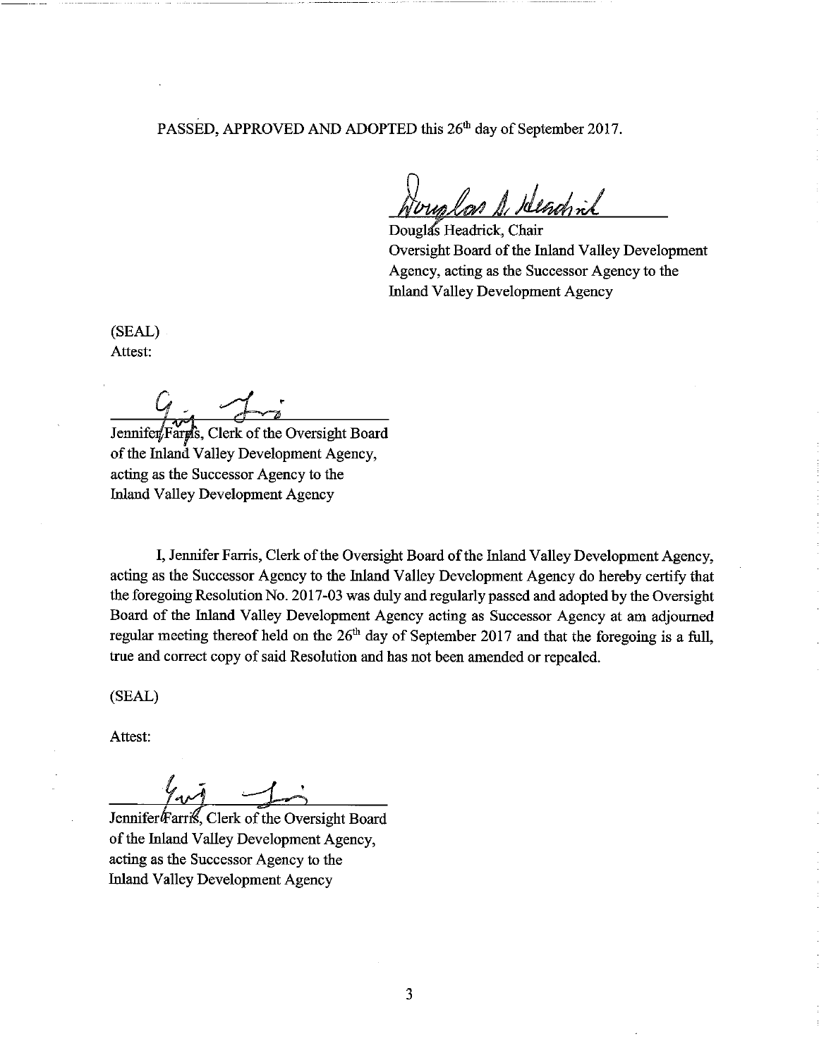PASSED, APPROVED AND ADOPTED this 26th day of September 2017.

Douglas Headrick, Chair
Oversight Board of the Inland Valley Development Agency, acting as the Successor Agency to the Inland Valley Development Agency

(SEAL)
Attest:

Jennifer Farris, Clerk of the Oversight Board of the Inland Valley Development Agency, acting as the Successor Agency to the Inland Valley Development Agency

I, Jennifer Farris, Clerk of the Oversight Board of the Inland Valley Development Agency, acting as the Successor Agency to the Inland Valley Development Agency do hereby certify that the foregoing Resolution No. 2017-03 was duly and regularly passed and adopted by the Oversight Board of the Inland Valley Development Agency acting as Successor Agency at am adjourned regular meeting thereof held on the 26th day of September 2017 and that the foregoing is a full, true and correct copy of said Resolution and has not been amended or repealed.

(SEAL)

Attest:

Jennifer Farris, Clerk of the Oversight Board of the Inland Valley Development Agency, acting as the Successor Agency to the Inland Valley Development Agency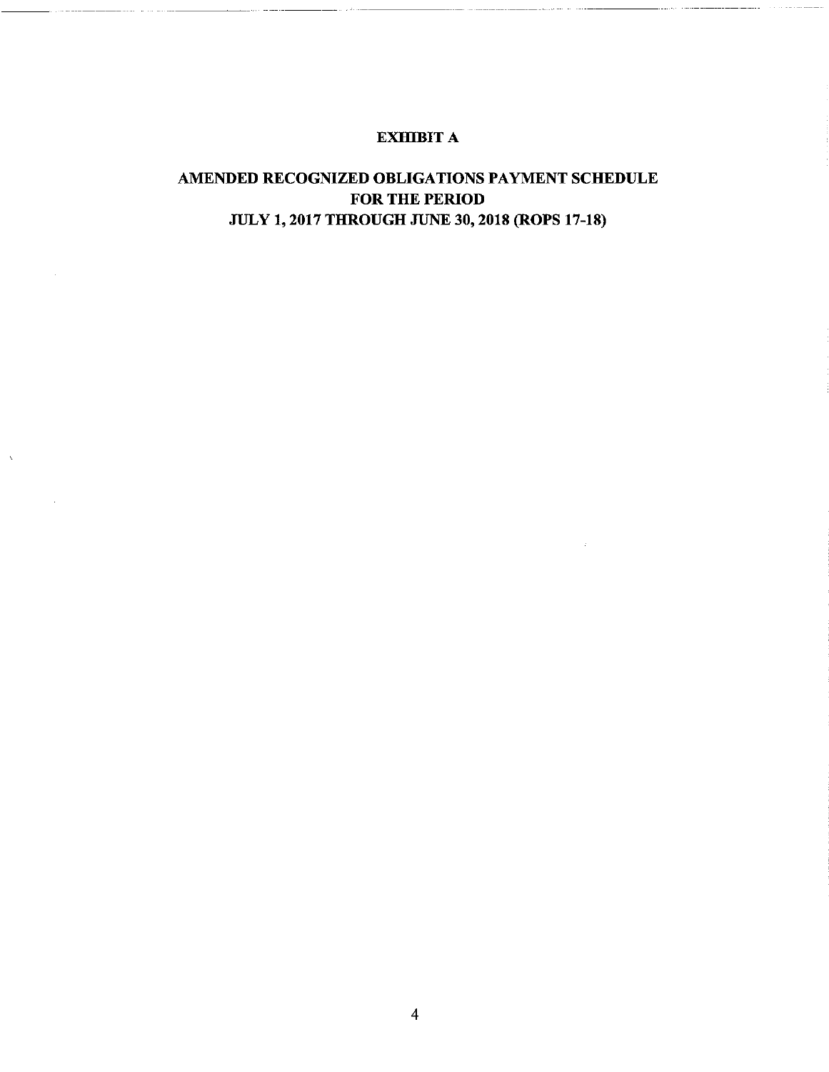# EXHIBIT A

## AMENDED RECOGNIZED OBLIGATIONS PAYMENT SCHEDULE FOR THE PERIOD JULY 1, 2017 THROUGH JUNE 30, 2018 (ROPS 17-18)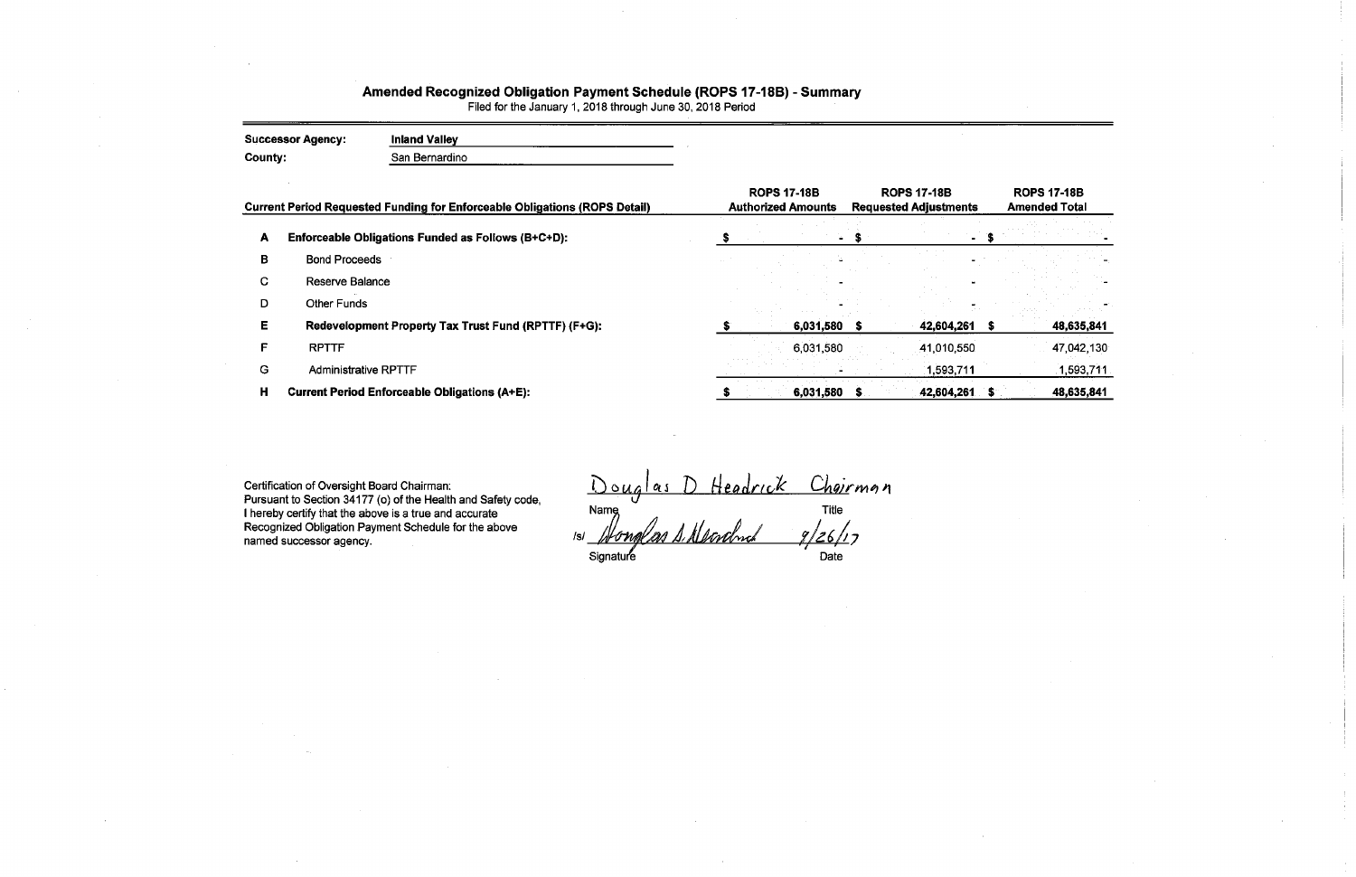# Amended Recognized Obligation Payment Schedule (ROPS 17-18B) - Summary

Filed for the January 1, 2018 through June 30, 2018 Period

**Successor Agency:** Inland Valley

**County:** San Bernardino

| | Current Period Requested Funding for Enforceable Obligations (ROPS Detail) | ROPS 17-18B Authorized Amounts | ROPS 17-18B Requested Adjustments | ROPS 17-18B Amended Total |
|---|---|---|---|---|
| **A** | **Enforceable Obligations Funded as Follows (B+C+D):** | **$ -** | **$ -** | **$ -** |
| B | Bond Proceeds | - | - | - |
| C | Reserve Balance | - | - | - |
| D | Other Funds | - | - | - |
| **E** | **Redevelopment Property Tax Trust Fund (RPTTF) (F+G):** | **$ 6,031,580** | **$ 42,604,261** | **$ 48,635,841** |
| F | RPTTF | 6,031,580 | 41,010,550 | 47,042,130 |
| G | Administrative RPTTF | - | 1,593,711 | 1,593,711 |
| **H** | **Current Period Enforceable Obligations (A+E):** | **$ 6,031,580** | **$ 42,604,261** | **$ 48,635,841** |

Certification of Oversight Board Chairman:
Pursuant to Section 34177 (o) of the Health and Safety code, I hereby certify that the above is a true and accurate Recognized Obligation Payment Schedule for the above named successor agency.

Douglas D Headrick — Chairman

Name — Title

/s/ Douglas D. Headrick — 9/26/17

Signature — Date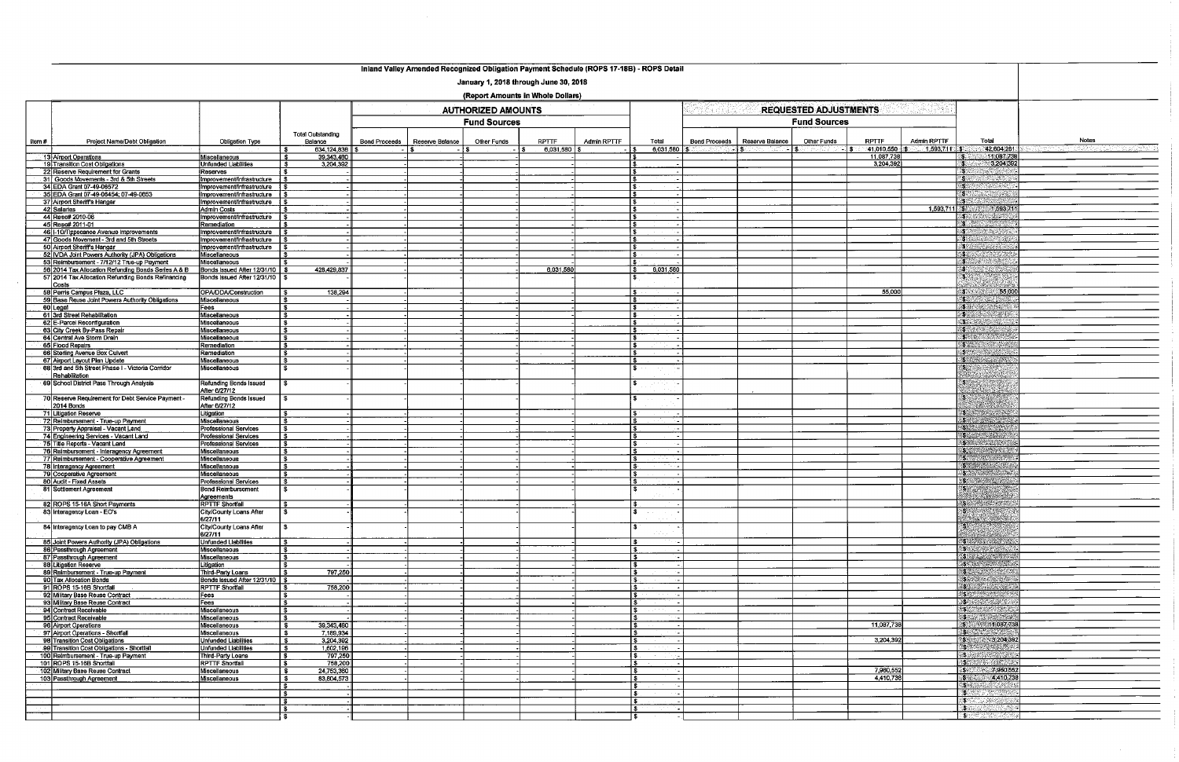# Inland Valley Amended Recognized Obligation Payment Schedule (ROPS 17-18B) - ROPS Detail

## January 1, 2018 through June 30, 2018

### (Report Amounts in Whole Dollars)

| Item # | Project Name/Debt Obligation | Obligation Type | Total Outstanding Balance | AUTHORIZED AMOUNTS – Fund Sources: Bond Proceeds | Reserve Balance | Other Funds | RPTTF | Admin RPTTF | Total | REQUESTED ADJUSTMENTS – Fund Sources: Bond Proceeds | Reserve Balance | Other Funds | RPTTF | Admin RPTTF | Total | Notes |
|---|---|---|---|---|---|---|---|---|---|---|---|---|---|---|---|---|
| | | | $ 634,124,838 | $ - | $ - | $ - | $ 6,031,580 | $ - | $ 6,031,580 | $ - | $ - | $ - | $ 41,010,550 | $ 1,593,711 | $ 42,604,261 | |
| 13 | Airport Operations | Miscellaneous | $ 39,343,480 | - | - | - | - | | $ - | | | | 11,087,738 | | $ 11,087,738 | |
| 19 | Transition Cost Obligations | Unfunded Liabilities | $ 3,204,392 | - | - | - | - | | $ - | | | | 3,204,392 | | $ 3,204,392 | |
| 22 | Reserve Requirement for Grants | Reserves | $ - | - | - | - | - | | $ - | | | | | | $ - | |
| 31 | Goods Movements - 3rd & 5th Streets | Improvement/Infrastructure | $ - | - | - | - | - | | $ - | | | | | | $ - | |
| 34 | EDA Grant 07-49-06572 | Improvement/Infrastructure | $ - | - | - | - | - | | $ - | | | | | | $ - | |
| 35 | EDA Grant 07-49-06454; 07-49-0653 | Improvement/Infrastructure | $ - | - | - | - | - | | $ - | | | | | | $ - | |
| 37 | Airport Sheriff's Hangar | Improvement/Infrastructure | $ - | - | - | - | - | | $ - | | | | | | $ - | |
| 42 | Salaries | Admin Costs | $ - | - | - | - | - | | $ - | | | | | 1,593,711 | $ 1,593,711 | |
| 44 | Reso# 2010-06 | Improvement/Infrastructure | $ - | - | - | - | - | | $ - | | | | | | $ - | |
| 45 | Reso# 2011-01 | Remediation | $ - | - | - | - | - | | $ - | | | | | | $ - | |
| 46 | I-10/Tippecanoe Avenue Improvements | Improvement/Infrastructure | $ - | - | - | - | - | | $ - | | | | | | $ - | |
| 47 | Goods Movement - 3rd and 5th Streets | Improvement/Infrastructure | $ - | - | - | - | - | | $ - | | | | | | $ - | |
| 50 | Airport Sheriffs Hangar | Improvement/Infrastructure | $ - | - | - | - | - | | $ - | | | | | | $ - | |
| 52 | IVDA Joint Powers Authority (JPA) Obligations | Miscellaneous | $ - | - | - | - | - | | $ - | | | | | | $ - | |
| 53 | Reimbursement - 7/12/12 True-up Payment | Miscellaneous | $ - | - | - | - | - | | $ - | | | | | | $ - | |
| 56 | 2014 Tax Allocation Refunding Bonds Series A & B | Bonds Issued After 12/31/10 | $ 428,429,837 | - | - | - | 6,031,580 | | $ 6,031,580 | | | | | | $ - | |
| 57 | 2014 Tax Allocation Refunding Bonds Refinancing Costs | Bonds Issued After 12/31/10 | $ - | - | - | - | - | | $ - | | | | | | $ - | |
| 58 | Perris Campus Plaza, LLC | OPA/DDA/Construction | $ 138,294 | - | - | - | - | | $ - | | | | 55,000 | | $ 55,000 | |
| 59 | Base Reuse Joint Powers Authority Obligations | Miscellaneous | $ - | - | - | - | - | | $ - | | | | | | $ - | |
| 60 | Legal | Fees | $ - | - | - | - | - | | $ - | | | | | | $ - | |
| 61 | 3rd Street Rehabilitation | Miscellaneous | $ - | - | - | - | - | | $ - | | | | | | $ - | |
| 62 | E-Parcel Reconfiguration | Miscellaneous | $ - | - | - | - | - | | $ - | | | | | | $ - | |
| 63 | City Creek By-Pass Repair | Miscellaneous | $ - | - | - | - | - | | $ - | | | | | | $ - | |
| 64 | Central Ave Storm Drain | Miscellaneous | $ - | - | - | - | - | | $ - | | | | | | $ - | |
| 65 | Flood Repairs | Remediation | $ - | - | - | - | - | | $ - | | | | | | $ - | |
| 66 | Sterling Avenue Box Culvert | Remediation | $ - | - | - | - | - | | $ - | | | | | | $ - | |
| 67 | Airport Layout Plan Update | Miscellaneous | $ - | - | - | - | - | | $ - | | | | | | $ - | |
| 68 | 3rd and 5th Street Phase I - Victoria Corridor Rehabilitation | Miscellaneous | $ - | - | - | - | - | | $ - | | | | | | $ - | |
| 69 | School District Pass Through Analysis | Refunding Bonds Issued After 6/27/12 | $ - | - | - | - | - | | $ - | | | | | | $ - | |
| 70 | Reserve Requirement for Debt Service Payment - 2014 Bonds | Refunding Bonds Issued After 6/27/12 | $ - | - | - | - | - | | $ - | | | | | | $ - | |
| 71 | Litigation Reserve | Litigation | $ - | - | - | - | - | | $ - | | | | | | $ - | |
| 72 | Reimbursement - True-up Payment | Miscellaneous | $ - | - | - | - | - | | $ - | | | | | | $ - | |
| 73 | Property Appraisal - Vacant Land | Professional Services | $ - | - | - | - | - | | $ - | | | | | | $ - | |
| 74 | Engineering Services - Vacant Land | Professional Services | $ - | - | - | - | - | | $ - | | | | | | $ - | |
| 75 | Title Reports - Vacant Land | Professional Services | $ - | - | - | - | - | | $ - | | | | | | $ - | |
| 76 | Reimbursement - Interagency Agreement | Miscellaneous | $ - | - | - | - | - | | $ - | | | | | | $ - | |
| 77 | Reimbursement - Cooperative Agreement | Miscellaneous | $ - | - | - | - | - | | $ - | | | | | | $ - | |
| 78 | Interagency Agreement | Miscellaneous | $ - | - | - | - | - | | $ - | | | | | | $ - | |
| 79 | Cooperative Agreement | Miscellaneous | $ - | - | - | - | - | | $ - | | | | | | $ - | |
| 80 | Audit - Fixed Assets | Professional Services | $ - | - | - | - | - | | $ - | | | | | | $ - | |
| 81 | Settlement Agreement | Bond Reimbursement Agreements | $ - | - | - | - | - | | $ - | | | | | | $ - | |
| 82 | ROPS 15-16A Short Payments | RPTTF Shortfall | $ - | - | - | - | - | | $ - | | | | | | $ - | |
| 83 | Interagency Loan - EO's | City/County Loans After 6/27/11 | $ - | - | - | - | - | | $ - | | | | | | $ - | |
| 84 | Interagency Loan to pay CMB A | City/County Loans After 6/27/11 | $ - | - | - | - | - | | $ - | | | | | | $ - | |
| 85 | Joint Powers Authority (JPA) Obligations | Unfunded Liabilities | $ - | - | - | - | - | | $ - | | | | | | $ - | |
| 86 | Passthrough Agreement | Miscellaneous | $ - | - | - | - | - | | $ - | | | | | | $ - | |
| 87 | Passthrough Agreement | Miscellaneous | $ - | - | - | - | - | | $ - | | | | | | $ - | |
| 88 | Litigation Reserve | Litigation | $ - | - | - | - | - | | $ - | | | | | | $ - | |
| 89 | Reimbursement - True-up Payment | Third-Party Loans | $ 797,250 | - | - | - | - | | $ - | | | | | | $ - | |
| 90 | Tax Allocation Bonds | Bonds Issued After 12/31/10 | $ - | - | - | - | - | | $ - | | | | | | $ - | |
| 91 | ROPS 15-16B Shortfall | RPTTF Shortfall | $ 758,200 | - | - | - | - | | $ - | | | | | | $ - | |
| 92 | Military Base Reuse Contract | Fees | $ - | - | - | - | - | | $ - | | | | | | $ - | |
| 93 | Military Base Reuse Contract | Fees | $ - | - | - | - | - | | $ - | | | | | | $ - | |
| 94 | Contract Receivable | Miscellaneous | $ - | - | - | - | - | | $ - | | | | | | $ - | |
| 95 | Contract Receivable | Miscellaneous | $ - | - | - | - | - | | $ - | | | | | | $ - | |
| 96 | Airport Operations | Miscellaneous | $ 39,343,480 | - | - | - | - | | $ - | | | | 11,087,738 | | $ 11,087,738 | |
| 97 | Airport Operations - Shortfall | Miscellaneous | $ 7,189,934 | - | - | - | - | | $ - | | | | | | $ - | |
| 98 | Transition Cost Obligations | Unfunded Liabilities | $ 3,204,392 | - | - | - | - | | $ - | | | | 3,204,392 | | $ 3,204,392 | |
| 99 | Transition Cost Obligations - Shortfall | Unfunded Liabilities | $ 1,602,196 | - | - | - | - | | $ - | | | | | | $ - | |
| 100 | Reimbursement - True-up Payment | Third-Party Loans | $ 797,250 | - | - | - | - | | $ - | | | | | | $ - | |
| 101 | ROPS 15-16B Shortfall | RPTTF Shortfall | $ 758,200 | - | - | - | - | | $ - | | | | | | $ - | |
| 102 | Military Base Reuse Contract | Miscellaneous | $ 24,753,360 | - | - | - | - | | $ - | | | | 7,960,552 | | $ 7,960,552 | |
| 103 | Passthrough Agreement | Miscellaneous | $ 83,804,573 | - | - | - | - | | $ - | | | | 4,410,738 | | $ 4,410,738 | |
| | | | $ - | | | | | | $ - | | | | | | $ - | |
| | | | $ - | | | | | | $ - | | | | | | $ - | |
| | | | $ - | | | | | | $ - | | | | | | $ - | |
| | | | $ - | | | | | | $ - | | | | | | $ - | |
| | | | $ - | | | | | | $ - | | | | | | $ - | |